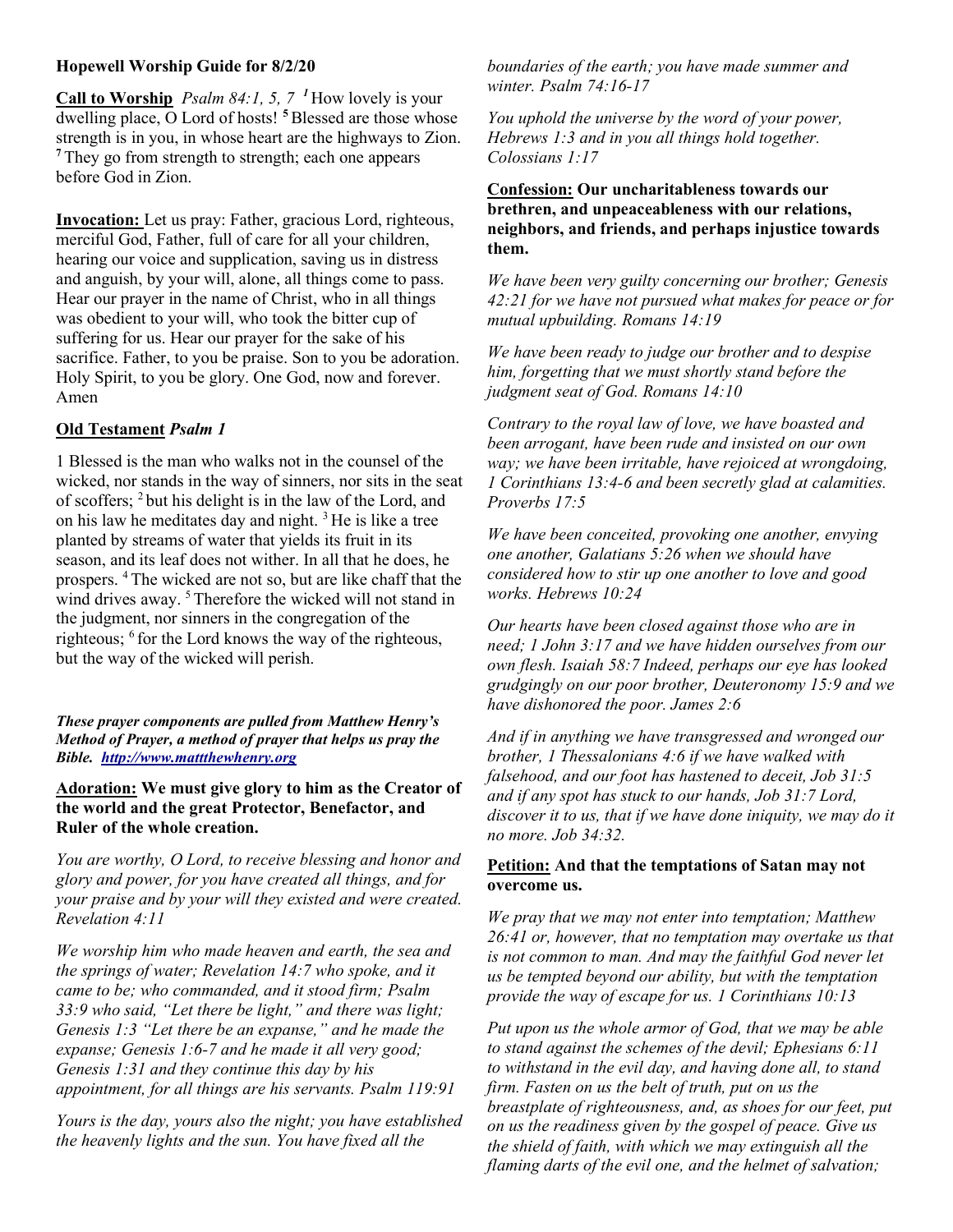**Hopewell Worship Guide for 8/2/20**

**Call to Worship** *Psalm 84:1, 5, 7* **1** How lovely is your dwelling place, O Lord of hosts! **5** Blessed are those whose strength is in you, in whose heart are the highways to Zion. **7** They go from strength to strength; each one appears before God in Zion.

**Invocation:** Let us pray: Father, gracious Lord, righteous, merciful God, Father, full of care for all your children, hearing our voice and supplication, saving us in distress and anguish, by your will, alone, all things come to pass. Hear our prayer in the name of Christ, who in all things was obedient to your will, who took the bitter cup of suffering for us. Hear our prayer for the sake of his sacrifice. Father, to you be praise. Son to you be adoration. Holy Spirit, to you be glory. One God, now and forever. Amen

**Old Testament** ***Psalm 1***

1 Blessed is the man who walks not in the counsel of the wicked, nor stands in the way of sinners, nor sits in the seat of scoffers; 2 but his delight is in the law of the Lord, and on his law he meditates day and night. 3 He is like a tree planted by streams of water that yields its fruit in its season, and its leaf does not wither. In all that he does, he prospers. 4 The wicked are not so, but are like chaff that the wind drives away. 5 Therefore the wicked will not stand in the judgment, nor sinners in the congregation of the righteous; 6 for the Lord knows the way of the righteous, but the way of the wicked will perish.

***These prayer components are pulled from Matthew Henry's Method of Prayer, a method of prayer that helps us pray the Bible. http://www.mattthewhenry.org***

**Adoration: We must give glory to him as the Creator of the world and the great Protector, Benefactor, and Ruler of the whole creation.**

*You are worthy, O Lord, to receive blessing and honor and glory and power, for you have created all things, and for your praise and by your will they existed and were created. Revelation 4:11*

*We worship him who made heaven and earth, the sea and the springs of water; Revelation 14:7 who spoke, and it came to be; who commanded, and it stood firm; Psalm 33:9 who said, "Let there be light," and there was light; Genesis 1:3 "Let there be an expanse," and he made the expanse; Genesis 1:6-7 and he made it all very good; Genesis 1:31 and they continue this day by his appointment, for all things are his servants. Psalm 119:91*

*Yours is the day, yours also the night; you have established the heavenly lights and the sun. You have fixed all the boundaries of the earth; you have made summer and winter. Psalm 74:16-17*

*You uphold the universe by the word of your power, Hebrews 1:3 and in you all things hold together. Colossians 1:17*

**Confession: Our uncharitableness towards our brethren, and unpeaceableness with our relations, neighbors, and friends, and perhaps injustice towards them.**

*We have been very guilty concerning our brother; Genesis 42:21 for we have not pursued what makes for peace or for mutual upbuilding. Romans 14:19*

*We have been ready to judge our brother and to despise him, forgetting that we must shortly stand before the judgment seat of God. Romans 14:10*

*Contrary to the royal law of love, we have boasted and been arrogant, have been rude and insisted on our own way; we have been irritable, have rejoiced at wrongdoing, 1 Corinthians 13:4-6 and been secretly glad at calamities. Proverbs 17:5*

*We have been conceited, provoking one another, envying one another, Galatians 5:26 when we should have considered how to stir up one another to love and good works. Hebrews 10:24*

*Our hearts have been closed against those who are in need; 1 John 3:17 and we have hidden ourselves from our own flesh. Isaiah 58:7 Indeed, perhaps our eye has looked grudgingly on our poor brother, Deuteronomy 15:9 and we have dishonored the poor. James 2:6*

*And if in anything we have transgressed and wronged our brother, 1 Thessalonians 4:6 if we have walked with falsehood, and our foot has hastened to deceit, Job 31:5 and if any spot has stuck to our hands, Job 31:7 Lord, discover it to us, that if we have done iniquity, we may do it no more. Job 34:32.*

**Petition: And that the temptations of Satan may not overcome us.**

*We pray that we may not enter into temptation; Matthew 26:41 or, however, that no temptation may overtake us that is not common to man. And may the faithful God never let us be tempted beyond our ability, but with the temptation provide the way of escape for us. 1 Corinthians 10:13*

*Put upon us the whole armor of God, that we may be able to stand against the schemes of the devil; Ephesians 6:11 to withstand in the evil day, and having done all, to stand firm. Fasten on us the belt of truth, put on us the breastplate of righteousness, and, as shoes for our feet, put on us the readiness given by the gospel of peace. Give us the shield of faith, with which we may extinguish all the flaming darts of the evil one, and the helmet of salvation;*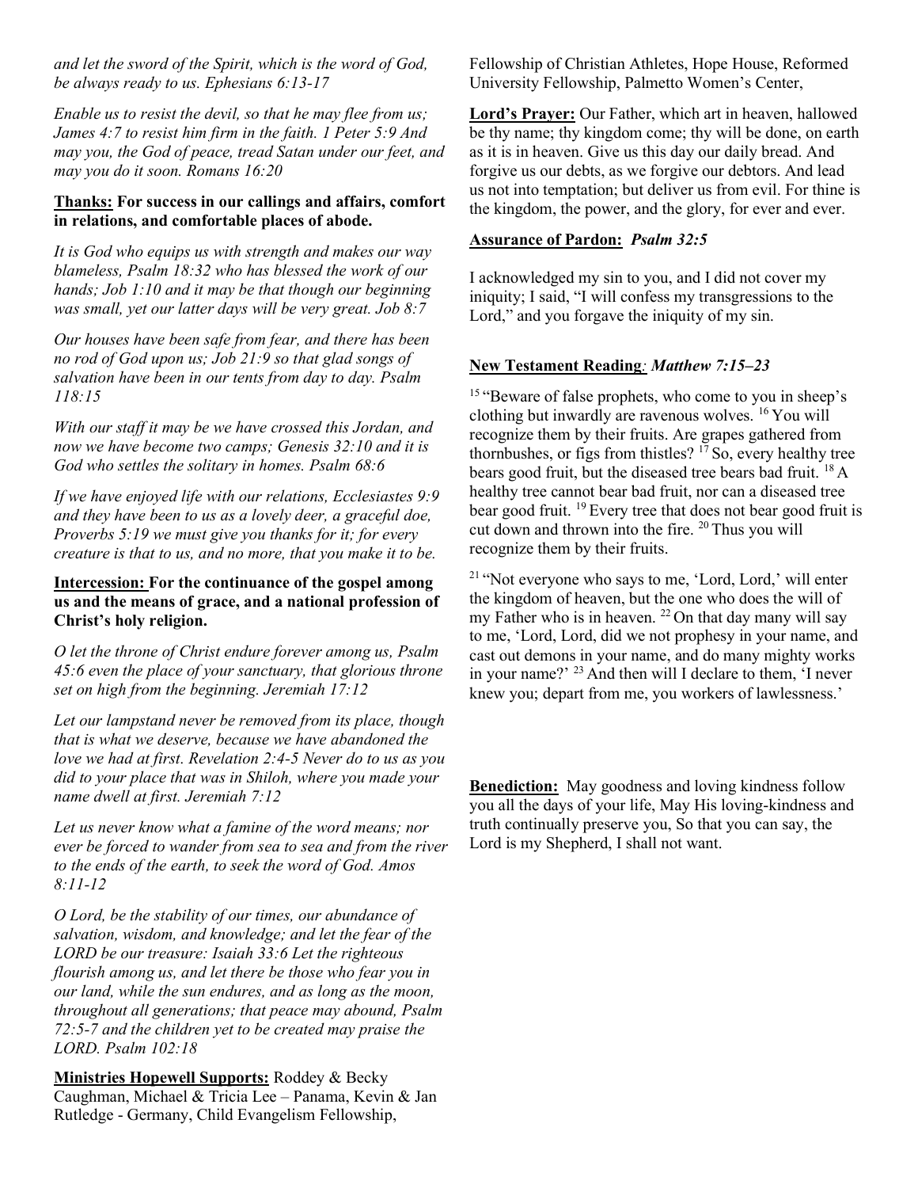*and let the sword of the Spirit, which is the word of God, be always ready to us. Ephesians 6:13-17*

*Enable us to resist the devil, so that he may flee from us; James 4:7 to resist him firm in the faith. 1 Peter 5:9 And may you, the God of peace, tread Satan under our feet, and may you do it soon. Romans 16:20*

**Thanks: For success in our callings and affairs, comfort in relations, and comfortable places of abode.**

*It is God who equips us with strength and makes our way blameless, Psalm 18:32 who has blessed the work of our hands; Job 1:10 and it may be that though our beginning was small, yet our latter days will be very great. Job 8:7*

*Our houses have been safe from fear, and there has been no rod of God upon us; Job 21:9 so that glad songs of salvation have been in our tents from day to day. Psalm 118:15*

*With our staff it may be we have crossed this Jordan, and now we have become two camps; Genesis 32:10 and it is God who settles the solitary in homes. Psalm 68:6*

*If we have enjoyed life with our relations, Ecclesiastes 9:9 and they have been to us as a lovely deer, a graceful doe, Proverbs 5:19 we must give you thanks for it; for every creature is that to us, and no more, that you make it to be.*

**Intercession: For the continuance of the gospel among us and the means of grace, and a national profession of Christ's holy religion.**

*O let the throne of Christ endure forever among us, Psalm 45:6 even the place of your sanctuary, that glorious throne set on high from the beginning. Jeremiah 17:12*

*Let our lampstand never be removed from its place, though that is what we deserve, because we have abandoned the love we had at first. Revelation 2:4-5 Never do to us as you did to your place that was in Shiloh, where you made your name dwell at first. Jeremiah 7:12*

*Let us never know what a famine of the word means; nor ever be forced to wander from sea to sea and from the river to the ends of the earth, to seek the word of God. Amos 8:11-12*

*O Lord, be the stability of our times, our abundance of salvation, wisdom, and knowledge; and let the fear of the LORD be our treasure: Isaiah 33:6 Let the righteous flourish among us, and let there be those who fear you in our land, while the sun endures, and as long as the moon, throughout all generations; that peace may abound, Psalm 72:5-7 and the children yet to be created may praise the LORD. Psalm 102:18*

**Ministries Hopewell Supports:** Roddey & Becky Caughman, Michael & Tricia Lee – Panama, Kevin & Jan Rutledge - Germany, Child Evangelism Fellowship, Fellowship of Christian Athletes, Hope House, Reformed University Fellowship, Palmetto Women's Center,

**Lord's Prayer:** Our Father, which art in heaven, hallowed be thy name; thy kingdom come; thy will be done, on earth as it is in heaven. Give us this day our daily bread. And forgive us our debts, as we forgive our debtors. And lead us not into temptation; but deliver us from evil. For thine is the kingdom, the power, and the glory, for ever and ever.

**Assurance of Pardon:** ***Psalm 32:5***

I acknowledged my sin to you, and I did not cover my iniquity; I said, "I will confess my transgressions to the Lord," and you forgave the iniquity of my sin.

**New Testament Reading*: Matthew 7:15–23***

[15] "Beware of false prophets, who come to you in sheep's clothing but inwardly are ravenous wolves. [16] You will recognize them by their fruits. Are grapes gathered from thornbushes, or figs from thistles? [17] So, every healthy tree bears good fruit, but the diseased tree bears bad fruit. [18] A healthy tree cannot bear bad fruit, nor can a diseased tree bear good fruit. [19] Every tree that does not bear good fruit is cut down and thrown into the fire. [20] Thus you will recognize them by their fruits.

[21] "Not everyone who says to me, 'Lord, Lord,' will enter the kingdom of heaven, but the one who does the will of my Father who is in heaven. [22] On that day many will say to me, 'Lord, Lord, did we not prophesy in your name, and cast out demons in your name, and do many mighty works in your name?' [23] And then will I declare to them, 'I never knew you; depart from me, you workers of lawlessness.'

**Benediction:** May goodness and loving kindness follow you all the days of your life, May His loving-kindness and truth continually preserve you, So that you can say, the Lord is my Shepherd, I shall not want.